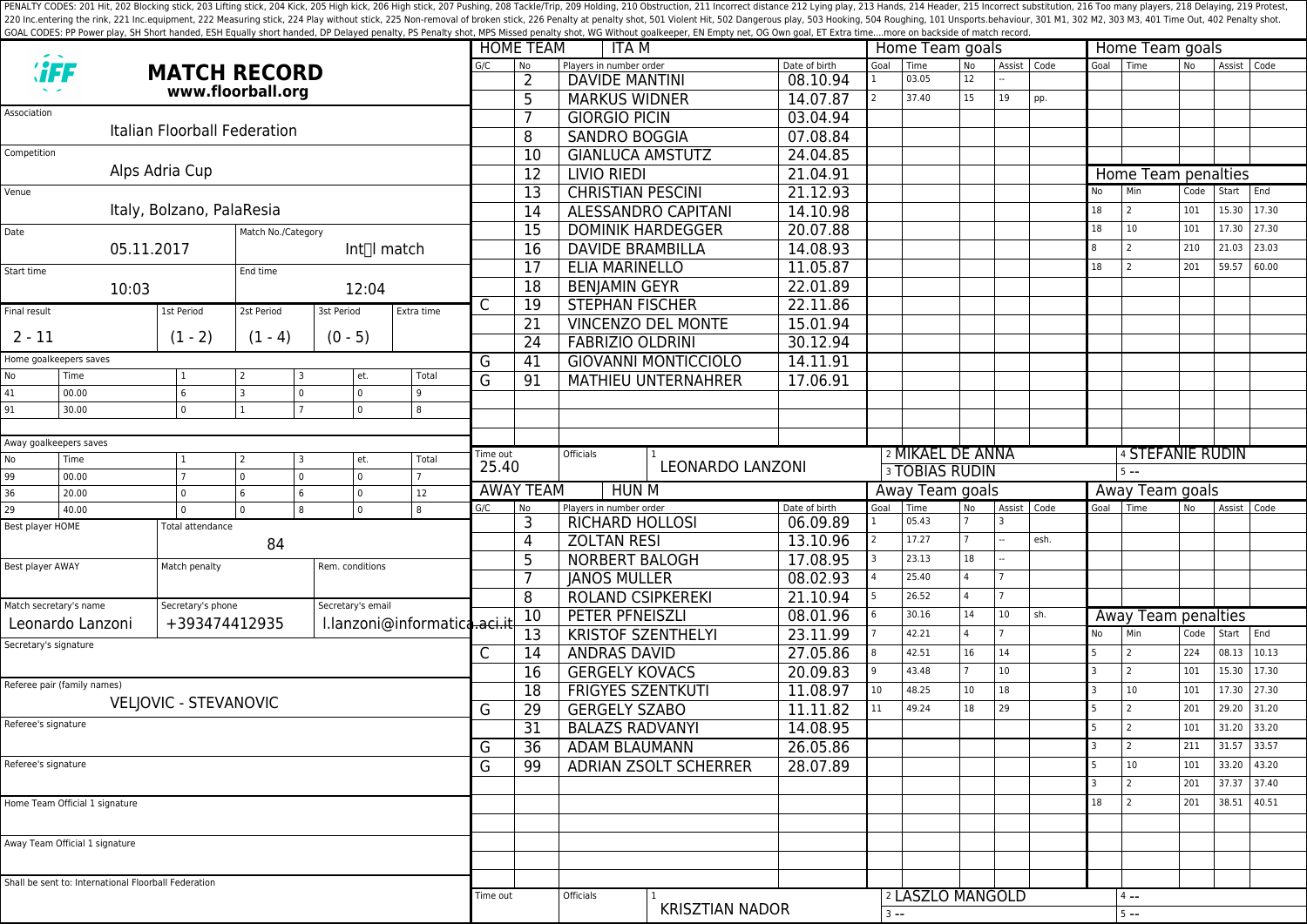PENALTY CODES: 201 Hit, 202 Blocking stick, 203 Lifting stick, 204 Kick, 205 High kick, 206 High stick, 207 Pushing, 208 Tackle/Trip, 209 Holding, 210 Obstruction, 211 Incorrect distance 212 Lying play, 213 Hands, 214 Header, 215 Incorrect substitution, 216 Too many players, 218 Delaying, 219 Protest, 220 Inc.entering the rink, 221 Inc.equipment, 222 Measuring stick, 224 Play without stick, 225 Non-removal of broken stick, 226 Penalty at penalty shot, 501 Violent Hit, 502 Dangerous play, 503 Hooking, 504 Roughing, 101 Unsports.behaviour, 301 M1, 302 M2, 303 M3, 401 Time Out, 402 Penalty shot.

GOAL CODES: PP Power play, SH Short handed, ESH Equally short handed, DP Delayed penalty, PS Penalty shot, MPS Missed penalty shot, WG Without goalkeeper, EN Empty net, OG Own goal, ET Extra time....more on backside of match record.

# MATCH RECORD

**www.floorball.org**

| Field | Value |
|---|---|
| Association | Italian Floorball Federation |
| Competition | Alps Adria Cup |
| Venue | Italy, Bolzano, PalaResia |
| Date | 05.11.2017 |
| Match No./Category | Int l match |
| Start time | 10:03 |
| End time | 12:04 |

| Final result | 1st Period | 2st Period | 3st Period | Extra time |
|---|---|---|---|---|
| 2 - 11 | (1 - 2) | (1 - 4) | (0 - 5) | |

**Home goalkeepers saves**

| No | Time | 1 | 2 | 3 | et. | Total |
|---|---|---|---|---|---|---|
| 41 | 00.00 | 6 | 3 | 0 | 0 | 9 |
| 91 | 30.00 | 0 | 1 | 7 | 0 | 8 |

**Away goalkeepers saves**

| No | Time | 1 | 2 | 3 | et. | Total |
|---|---|---|---|---|---|---|
| 99 | 00.00 | 7 | 0 | 0 | 0 | 7 |
| 36 | 20.00 | 0 | 6 | 6 | 0 | 12 |
| 29 | 40.00 | 0 | 0 | 8 | 0 | 8 |

| Field | Value |
|---|---|
| Best player HOME | |
| Total attendance | 84 |
| Best player AWAY | |
| Match penalty | |
| Rem. conditions | |
| Match secretary's name | Leonardo Lanzoni |
| Secretary's phone | +393474412935 |
| Secretary's email | l.lanzoni@informatica.aci.it |
| Secretary's signature | |
| Referee pair (family names) | VELJOVIC - STEVANOVIC |
| Referee's signature | |
| Referee's signature | |
| Home Team Official 1 signature | |
| Away Team Official 1 signature | |

Shall be sent to: International Floorball Federation

## HOME TEAM: ITA M

| G/C | No | Players in number order | Date of birth |
|---|---|---|---|
| | 2 | DAVIDE MANTINI | 08.10.94 |
| | 5 | MARKUS WIDNER | 14.07.87 |
| | 7 | GIORGIO PICIN | 03.04.94 |
| | 8 | SANDRO BOGGIA | 07.08.84 |
| | 10 | GIANLUCA AMSTUTZ | 24.04.85 |
| | 12 | LIVIO RIEDI | 21.04.91 |
| | 13 | CHRISTIAN PESCINI | 21.12.93 |
| | 14 | ALESSANDRO CAPITANI | 14.10.98 |
| | 15 | DOMINIK HARDEGGER | 20.07.88 |
| | 16 | DAVIDE BRAMBILLA | 14.08.93 |
| | 17 | ELIA MARINELLO | 11.05.87 |
| | 18 | BENJAMIN GEYR | 22.01.89 |
| C | 19 | STEPHAN FISCHER | 22.11.86 |
| | 21 | VINCENZO DEL MONTE | 15.01.94 |
| | 24 | FABRIZIO OLDRINI | 30.12.94 |
| G | 41 | GIOVANNI MONTICCIOLO | 14.11.91 |
| G | 91 | MATHIEU UNTERNAHRER | 17.06.91 |

Time out: 25.40

Officials: 1 LEONARDO LANZONI, 2 MIKAEL DE ANNA, 3 TOBIAS RUDIN, 4 STEFANIE RUDIN, 5 --

**Home Team goals**

| Goal | Time | No | Assist | Code |
|---|---|---|---|---|
| 1 | 03.05 | 12 | -- | |
| 2 | 37.40 | 15 | 19 | pp. |

**Home Team penalties**

| No | Min | Code | Start | End |
|---|---|---|---|---|
| 18 | 2 | 101 | 15.30 | 17.30 |
| 18 | 10 | 101 | 17.30 | 27.30 |
| 8 | 2 | 210 | 21.03 | 23.03 |
| 18 | 2 | 201 | 59.57 | 60.00 |

## AWAY TEAM: HUN M

| G/C | No | Players in number order | Date of birth |
|---|---|---|---|
| | 3 | RICHARD HOLLOSI | 06.09.89 |
| | 4 | ZOLTAN RESI | 13.10.96 |
| | 5 | NORBERT BALOGH | 17.08.95 |
| | 7 | JANOS MULLER | 08.02.93 |
| | 8 | ROLAND CSIPKEREKI | 21.10.94 |
| | 10 | PETER PFNEISZLI | 08.01.96 |
| | 13 | KRISTOF SZENTHELYI | 23.11.99 |
| C | 14 | ANDRAS DAVID | 27.05.86 |
| | 16 | GERGELY KOVACS | 20.09.83 |
| | 18 | FRIGYES SZENTKUTI | 11.08.97 |
| G | 29 | GERGELY SZABO | 11.11.82 |
| | 31 | BALAZS RADVANYI | 14.08.95 |
| G | 36 | ADAM BLAUMANN | 26.05.86 |
| G | 99 | ADRIAN ZSOLT SCHERRER | 28.07.89 |

Time out:

Officials: 1 KRISZTIAN NADOR, 2 LASZLO MANGOLD, 3 --, 4 --, 5 --

**Away Team goals**

| Goal | Time | No | Assist | Code |
|---|---|---|---|---|
| 1 | 05.43 | 7 | 3 | |
| 2 | 17.27 | 7 | -- | esh. |
| 3 | 23.13 | 18 | -- | |
| 4 | 25.40 | 4 | 7 | |
| 5 | 26.52 | 4 | 7 | |
| 6 | 30.16 | 14 | 10 | sh. |
| 7 | 42.21 | 4 | 7 | |
| 8 | 42.51 | 16 | 14 | |
| 9 | 43.48 | 7 | 10 | |
| 10 | 48.25 | 10 | 18 | |
| 11 | 49.24 | 18 | 29 | |

**Away Team penalties**

| No | Min | Code | Start | End |
|---|---|---|---|---|
| 5 | 2 | 224 | 08.13 | 10.13 |
| 3 | 2 | 101 | 15.30 | 17.30 |
| 3 | 10 | 101 | 17.30 | 27.30 |
| 5 | 2 | 201 | 29.20 | 31.20 |
| 5 | 2 | 101 | 31.20 | 33.20 |
| 3 | 2 | 211 | 31.57 | 33.57 |
| 5 | 10 | 101 | 33.20 | 43.20 |
| 3 | 2 | 201 | 37.37 | 37.40 |
| 18 | 2 | 201 | 38.51 | 40.51 |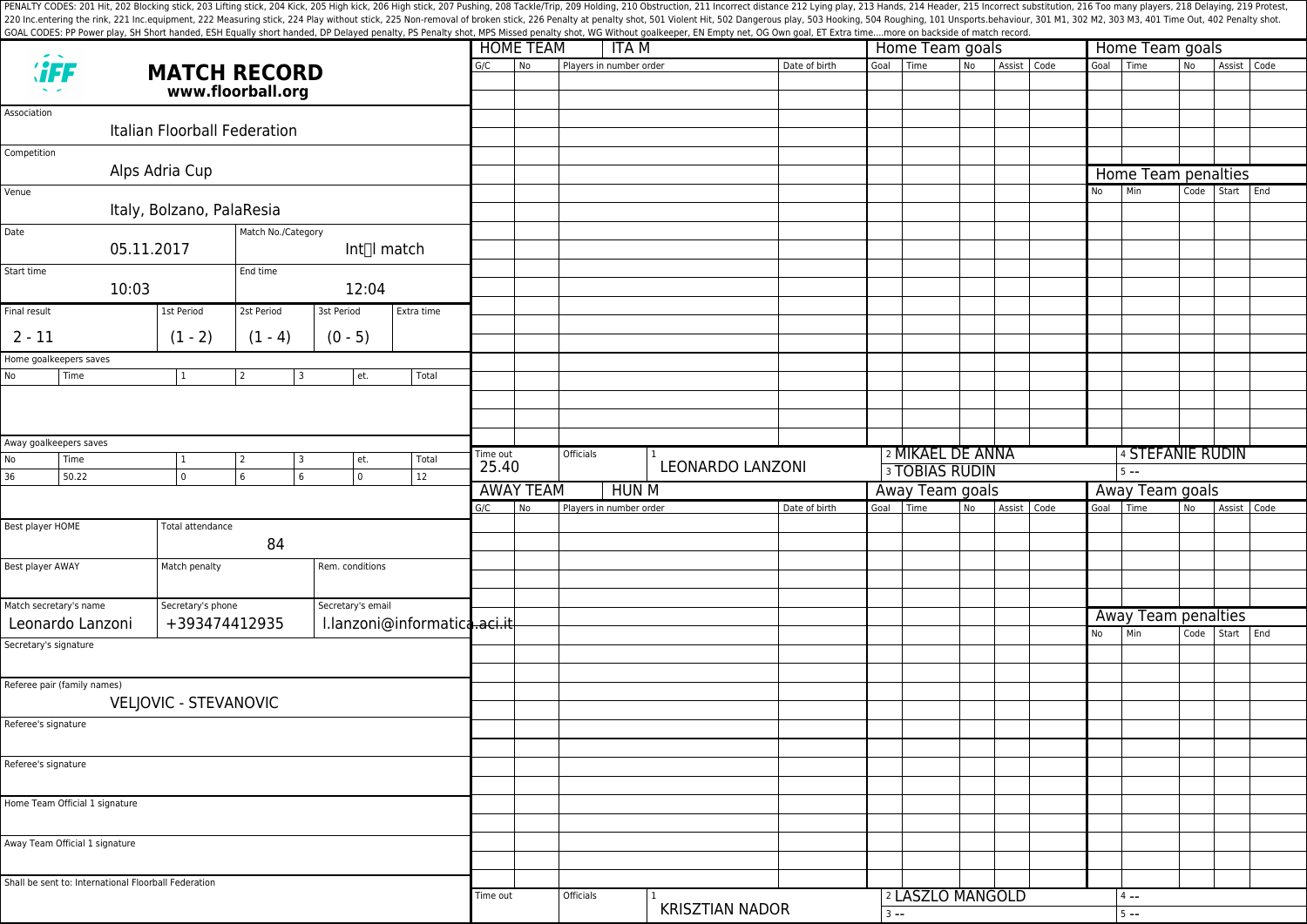PENALTY CODES: 201 Hit, 202 Blocking stick, 203 Lifting stick, 204 Kick, 205 High kick, 206 High stick, 207 Pushing, 208 Tackle/Trip, 209 Holding, 210 Obstruction, 211 Incorrect distance 212 Lying play, 213 Hands, 214 Header, 215 Incorrect substitution, 216 Too many players, 218 Delaying, 219 Protest, 220 Inc.entering the rink, 221 Inc.equipment, 222 Measuring stick, 224 Play without stick, 225 Non-removal of broken stick, 226 Penalty at penalty shot, 501 Violent Hit, 502 Dangerous play, 503 Hooking, 504 Roughing, 101 Unsports.behaviour, 301 M1, 302 M2, 303 M3, 401 Time Out, 402 Penalty shot.

GOAL CODES: PP Power play, SH Short handed, ESH Equally short handed, DP Delayed penalty, PS Penalty shot, MPS Missed penalty shot, WG Without goalkeeper, EN Empty net, OG Own goal, ET Extra time....more on backside of match record.

# MATCH RECORD

**www.floorball.org**

| | |
|---|---|
| Association | Italian Floorball Federation |
| Competition | Alps Adria Cup |
| Venue | Italy, Bolzano, PalaResia |
| Date | 05.11.2017 |
| Match No./Category | Int'l match |
| Start time | 10:03 |
| End time | 12:04 |

| Final result | 1st Period | 2st Period | 3st Period | Extra time |
|---|---|---|---|---|
| 2 - 11 | (1 - 2) | (1 - 4) | (0 - 5) | |

Home goalkeepers saves

| No | Time | 1 | 2 | 3 | et. | Total |
|---|---|---|---|---|---|---|
| | | | | | | |

Away goalkeepers saves

| No | Time | 1 | 2 | 3 | et. | Total |
|---|---|---|---|---|---|---|
| 36 | 50.22 | 0 | 6 | 6 | 0 | 12 |

| | |
|---|---|
| Best player HOME | |
| Total attendance | 84 |
| Best player AWAY | |
| Match penalty | |
| Rem. conditions | |
| Match secretary's name | Leonardo Lanzoni |
| Secretary's phone | +393474412935 |
| Secretary's email | l.lanzoni@informatica.aci.it |
| Secretary's signature | |
| Referee pair (family names) | VELJOVIC - STEVANOVIC |
| Referee's signature | |
| Referee's signature | |
| Home Team Official 1 signature | |
| Away Team Official 1 signature | |

Shall be sent to: International Floorball Federation

## HOME TEAM: ITA M

| G/C | No | Players in number order | Date of birth |
|---|---|---|---|
| | | | |

Home Team goals

| Goal | Time | No | Assist | Code |
|---|---|---|---|---|
| | | | | |

Home Team penalties

| No | Min | Code | Start | End |
|---|---|---|---|---|
| | | | | |

Time out: 25.40

Officials:
1. LEONARDO LANZONI
2. MIKAEL DE ANNA
3. TOBIAS RUDIN
4. STEFANIE RUDIN
5. --

## AWAY TEAM: HUN M

| G/C | No | Players in number order | Date of birth |
|---|---|---|---|
| | | | |

Away Team goals

| Goal | Time | No | Assist | Code |
|---|---|---|---|---|
| | | | | |

Away Team penalties

| No | Min | Code | Start | End |
|---|---|---|---|---|
| | | | | |

Time out:

Officials:
1. KRISZTIAN NADOR
2. LASZLO MANGOLD
3. --
4. --
5. --